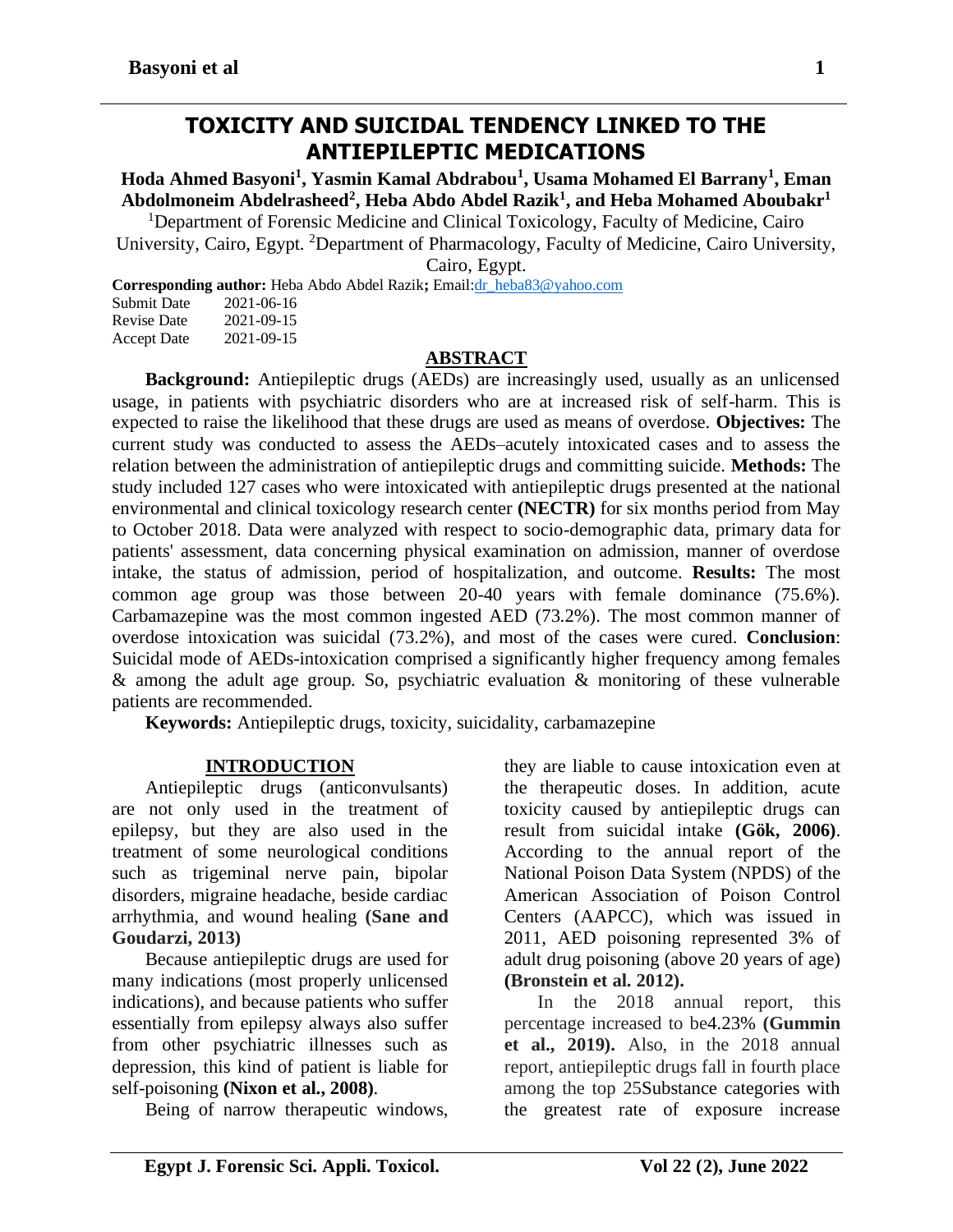# TOXICITY AND SUICIDAL TENDENCY LINKED TO THE ANTIEPILEPTIC MEDICATIONS

**Hoda Ahmed Basyoni[1], Yasmin Kamal Abdrabou[1], Usama Mohamed El Barrany[1], Eman Abdolmoneim Abdelrasheed[2], Heba Abdo Abdel Razik[1], and Heba Mohamed Aboubakr[1]**

[1]Department of Forensic Medicine and Clinical Toxicology, Faculty of Medicine, Cairo University, Cairo, Egypt. [2]Department of Pharmacology, Faculty of Medicine, Cairo University, Cairo, Egypt.

**Corresponding author:** Heba Abdo Abdel Razik**;** Email:dr_heba83@yahoo.com

Submit Date 2021-06-16
Revise Date 2021-09-15
Accept Date 2021-09-15

## ABSTRACT

**Background:** Antiepileptic drugs (AEDs) are increasingly used, usually as an unlicensed usage, in patients with psychiatric disorders who are at increased risk of self-harm. This is expected to raise the likelihood that these drugs are used as means of overdose. **Objectives:** The current study was conducted to assess the AEDs–acutely intoxicated cases and to assess the relation between the administration of antiepileptic drugs and committing suicide. **Methods:** The study included 127 cases who were intoxicated with antiepileptic drugs presented at the national environmental and clinical toxicology research center **(NECTR)** for six months period from May to October 2018. Data were analyzed with respect to socio-demographic data, primary data for patients' assessment, data concerning physical examination on admission, manner of overdose intake, the status of admission, period of hospitalization, and outcome. **Results:** The most common age group was those between 20-40 years with female dominance (75.6%). Carbamazepine was the most common ingested AED (73.2%). The most common manner of overdose intoxication was suicidal (73.2%), and most of the cases were cured. **Conclusion**: Suicidal mode of AEDs-intoxication comprised a significantly higher frequency among females & among the adult age group. So, psychiatric evaluation & monitoring of these vulnerable patients are recommended.

**Keywords:** Antiepileptic drugs, toxicity, suicidality, carbamazepine

## INTRODUCTION

Antiepileptic drugs (anticonvulsants) are not only used in the treatment of epilepsy, but they are also used in the treatment of some neurological conditions such as trigeminal nerve pain, bipolar disorders, migraine headache, beside cardiac arrhythmia, and wound healing **(Sane and Goudarzi, 2013)**

Because antiepileptic drugs are used for many indications (most properly unlicensed indications), and because patients who suffer essentially from epilepsy always also suffer from other psychiatric illnesses such as depression, this kind of patient is liable for self-poisoning **(Nixon et al., 2008)**.

Being of narrow therapeutic windows, they are liable to cause intoxication even at the therapeutic doses. In addition, acute toxicity caused by antiepileptic drugs can result from suicidal intake **(Gök, 2006)**. According to the annual report of the National Poison Data System (NPDS) of the American Association of Poison Control Centers (AAPCC), which was issued in 2011, AED poisoning represented 3% of adult drug poisoning (above 20 years of age) **(Bronstein et al. 2012).**

In the 2018 annual report, this percentage increased to be4.23% **(Gummin et al., 2019).** Also, in the 2018 annual report, antiepileptic drugs fall in fourth place among the top 25Substance categories with the greatest rate of exposure increase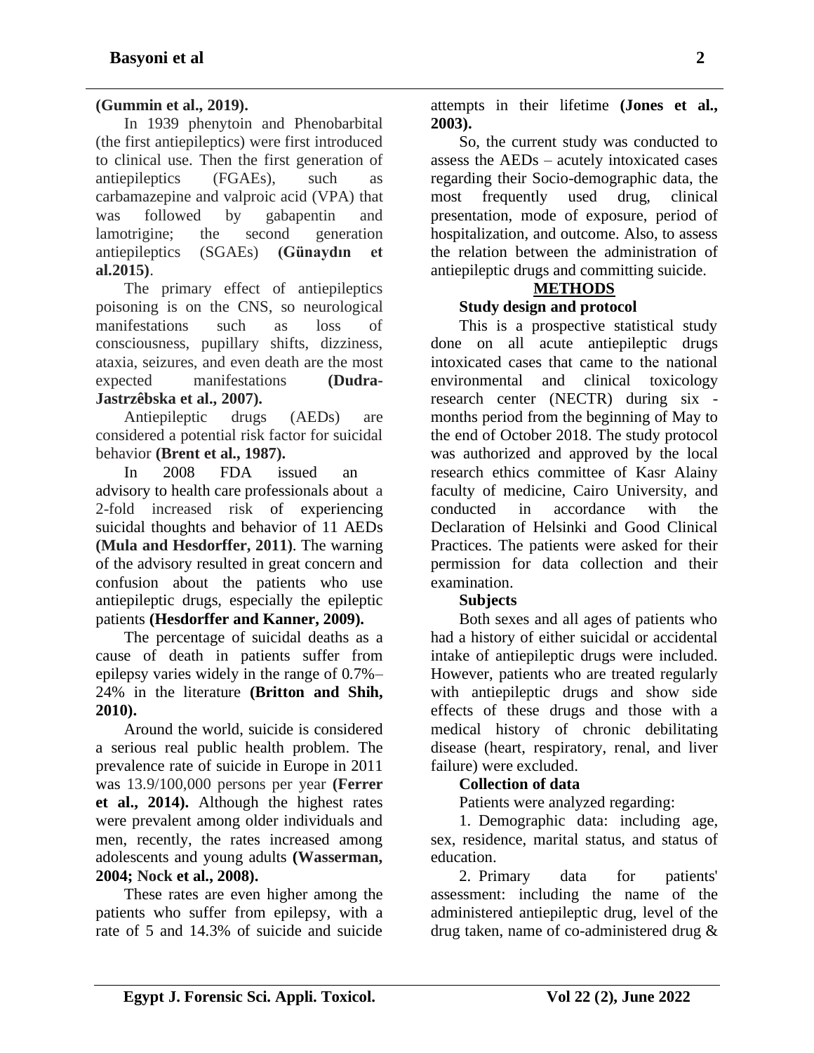**(Gummin et al., 2019).**

In 1939 phenytoin and Phenobarbital (the first antiepileptics) were first introduced to clinical use. Then the first generation of antiepileptics (FGAEs), such as carbamazepine and valproic acid (VPA) that was followed by gabapentin and lamotrigine; the second generation antiepileptics (SGAEs) **(Günaydın et al.2015)**.

The primary effect of antiepileptics poisoning is on the CNS, so neurological manifestations such as loss of consciousness, pupillary shifts, dizziness, ataxia, seizures, and even death are the most expected manifestations **(Dudra-Jastrzêbska et al., 2007).**

Antiepileptic drugs (AEDs) are considered a potential risk factor for suicidal behavior **(Brent et al., 1987).**

In 2008 FDA issued an advisory to health care professionals about a 2-fold increased risk of experiencing suicidal thoughts and behavior of 11 AEDs **(Mula and Hesdorffer, 2011)**. The warning of the advisory resulted in great concern and confusion about the patients who use antiepileptic drugs, especially the epileptic patients **(Hesdorffer and Kanner, 2009).**

The percentage of suicidal deaths as a cause of death in patients suffer from epilepsy varies widely in the range of 0.7%–24% in the literature **(Britton and Shih, 2010).**

Around the world, suicide is considered a serious real public health problem. The prevalence rate of suicide in Europe in 2011 was 13.9/100,000 persons per year **(Ferrer et al., 2014).** Although the highest rates were prevalent among older individuals and men, recently, the rates increased among adolescents and young adults **(Wasserman, 2004; Nock et al., 2008).**

These rates are even higher among the patients who suffer from epilepsy, with a rate of 5 and 14.3% of suicide and suicide attempts in their lifetime **(Jones et al., 2003).**

So, the current study was conducted to assess the AEDs – acutely intoxicated cases regarding their Socio-demographic data, the most frequently used drug, clinical presentation, mode of exposure, period of hospitalization, and outcome. Also, to assess the relation between the administration of antiepileptic drugs and committing suicide.

## METHODS

### Study design and protocol

This is a prospective statistical study done on all acute antiepileptic drugs intoxicated cases that came to the national environmental and clinical toxicology research center (NECTR) during six - months period from the beginning of May to the end of October 2018. The study protocol was authorized and approved by the local research ethics committee of Kasr Alainy faculty of medicine, Cairo University, and conducted in accordance with the Declaration of Helsinki and Good Clinical Practices. The patients were asked for their permission for data collection and their examination.

### Subjects

Both sexes and all ages of patients who had a history of either suicidal or accidental intake of antiepileptic drugs were included. However, patients who are treated regularly with antiepileptic drugs and show side effects of these drugs and those with a medical history of chronic debilitating disease (heart, respiratory, renal, and liver failure) were excluded.

### Collection of data

Patients were analyzed regarding:

1. Demographic data: including age, sex, residence, marital status, and status of education.
2. Primary data for patients' assessment: including the name of the administered antiepileptic drug, level of the drug taken, name of co-administered drug &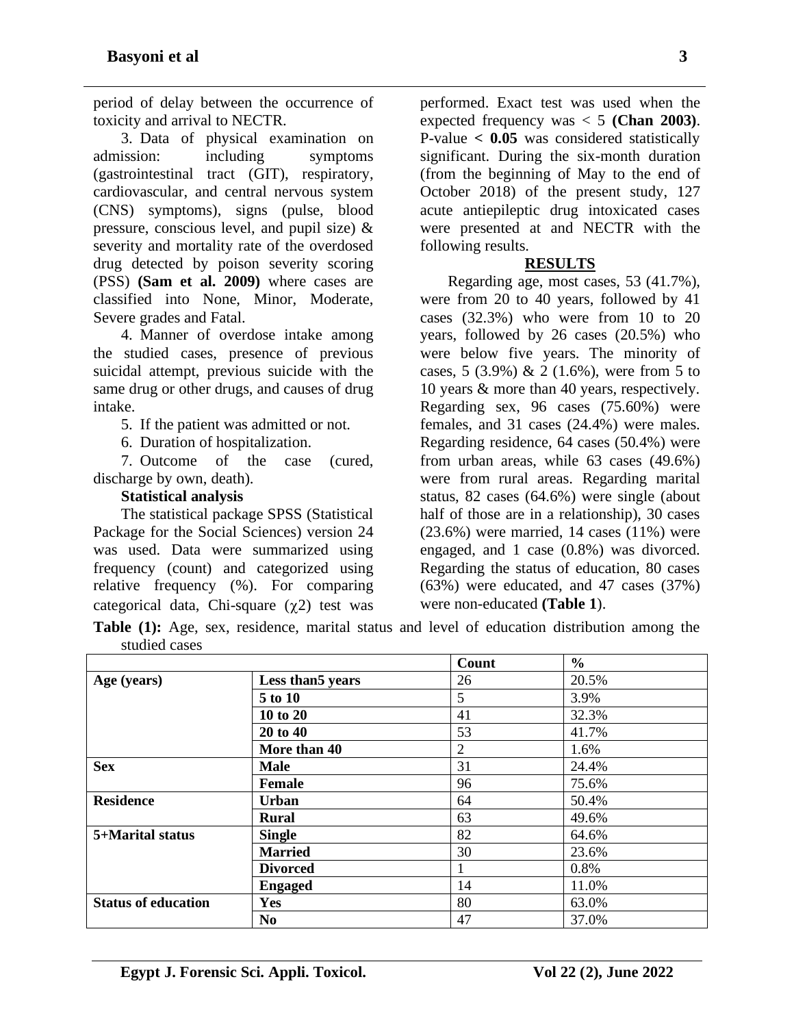period of delay between the occurrence of toxicity and arrival to NECTR.

3. Data of physical examination on admission: including symptoms (gastrointestinal tract (GIT), respiratory, cardiovascular, and central nervous system (CNS) symptoms), signs (pulse, blood pressure, conscious level, and pupil size) & severity and mortality rate of the overdosed drug detected by poison severity scoring (PSS) **(Sam et al. 2009)** where cases are classified into None, Minor, Moderate, Severe grades and Fatal.

4. Manner of overdose intake among the studied cases, presence of previous suicidal attempt, previous suicide with the same drug or other drugs, and causes of drug intake.

5. If the patient was admitted or not.

6. Duration of hospitalization.

7. Outcome of the case (cured, discharge by own, death).

**Statistical analysis**

The statistical package SPSS (Statistical Package for the Social Sciences) version 24 was used. Data were summarized using frequency (count) and categorized using relative frequency (%). For comparing categorical data, Chi-square ($\chi^2$) test was performed. Exact test was used when the expected frequency was < 5 **(Chan 2003)**. P-value **< 0.05** was considered statistically significant. During the six-month duration (from the beginning of May to the end of October 2018) of the present study, 127 acute antiepileptic drug intoxicated cases were presented at and NECTR with the following results.

## RESULTS

Regarding age, most cases, 53 (41.7%), were from 20 to 40 years, followed by 41 cases (32.3%) who were from 10 to 20 years, followed by 26 cases (20.5%) who were below five years. The minority of cases, 5 (3.9%) & 2 (1.6%), were from 5 to 10 years & more than 40 years, respectively. Regarding sex, 96 cases (75.60%) were females, and 31 cases (24.4%) were males. Regarding residence, 64 cases (50.4%) were from urban areas, while 63 cases (49.6%) were from rural areas. Regarding marital status, 82 cases (64.6%) were single (about half of those are in a relationship), 30 cases (23.6%) were married, 14 cases (11%) were engaged, and 1 case (0.8%) was divorced. Regarding the status of education, 80 cases (63%) were educated, and 47 cases (37%) were non-educated **(Table 1)**.

**Table (1):** Age, sex, residence, marital status and level of education distribution among the studied cases

| | | Count | % |
|---|---|---|---|
| **Age (years)** | **Less than5 years** | 26 | 20.5% |
| | **5 to 10** | 5 | 3.9% |
| | **10 to 20** | 41 | 32.3% |
| | **20 to 40** | 53 | 41.7% |
| | **More than 40** | 2 | 1.6% |
| **Sex** | **Male** | 31 | 24.4% |
| | **Female** | 96 | 75.6% |
| **Residence** | **Urban** | 64 | 50.4% |
| | **Rural** | 63 | 49.6% |
| **5+Marital status** | **Single** | 82 | 64.6% |
| | **Married** | 30 | 23.6% |
| | **Divorced** | 1 | 0.8% |
| | **Engaged** | 14 | 11.0% |
| **Status of education** | **Yes** | 80 | 63.0% |
| | **No** | 47 | 37.0% |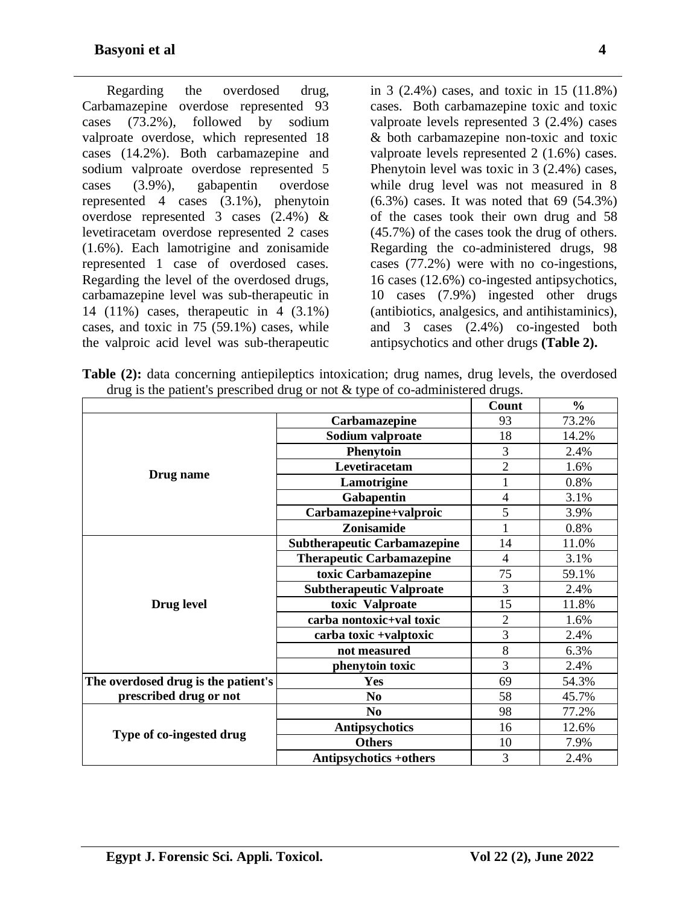Regarding the overdosed drug, Carbamazepine overdose represented 93 cases (73.2%), followed by sodium valproate overdose, which represented 18 cases (14.2%). Both carbamazepine and sodium valproate overdose represented 5 cases (3.9%), gabapentin overdose represented 4 cases (3.1%), phenytoin overdose represented 3 cases (2.4%) & levetiracetam overdose represented 2 cases (1.6%). Each lamotrigine and zonisamide represented 1 case of overdosed cases. Regarding the level of the overdosed drugs, carbamazepine level was sub-therapeutic in 14 (11%) cases, therapeutic in 4 (3.1%) cases, and toxic in 75 (59.1%) cases, while the valproic acid level was sub-therapeutic in 3 (2.4%) cases, and toxic in 15 (11.8%) cases. Both carbamazepine toxic and toxic valproate levels represented 3 (2.4%) cases & both carbamazepine non-toxic and toxic valproate levels represented 2 (1.6%) cases. Phenytoin level was toxic in 3 (2.4%) cases, while drug level was not measured in 8 (6.3%) cases. It was noted that 69 (54.3%) of the cases took their own drug and 58 (45.7%) of the cases took the drug of others. Regarding the co-administered drugs, 98 cases (77.2%) were with no co-ingestions, 16 cases (12.6%) co-ingested antipsychotics, 10 cases (7.9%) ingested other drugs (antibiotics, analgesics, and antihistaminics), and 3 cases (2.4%) co-ingested both antipsychotics and other drugs **(Table 2).**

**Table (2):** data concerning antiepileptics intoxication; drug names, drug levels, the overdosed drug is the patient's prescribed drug or not & type of co-administered drugs.

| | | Count | % |
|---|---|---|---|
| **Drug name** | **Carbamazepine** | 93 | 73.2% |
| | **Sodium valproate** | 18 | 14.2% |
| | **Phenytoin** | 3 | 2.4% |
| | **Levetiracetam** | 2 | 1.6% |
| | **Lamotrigine** | 1 | 0.8% |
| | **Gabapentin** | 4 | 3.1% |
| | **Carbamazepine+valproic** | 5 | 3.9% |
| | **Zonisamide** | 1 | 0.8% |
| **Drug level** | **Subtherapeutic Carbamazepine** | 14 | 11.0% |
| | **Therapeutic Carbamazepine** | 4 | 3.1% |
| | **toxic Carbamazepine** | 75 | 59.1% |
| | **Subtherapeutic Valproate** | 3 | 2.4% |
| | **toxic Valproate** | 15 | 11.8% |
| | **carba nontoxic+val toxic** | 2 | 1.6% |
| | **carba toxic +valptoxic** | 3 | 2.4% |
| | **not measured** | 8 | 6.3% |
| | **phenytoin toxic** | 3 | 2.4% |
| **The overdosed drug is the patient's prescribed drug or not** | **Yes** | 69 | 54.3% |
| | **No** | 58 | 45.7% |
| **Type of co-ingested drug** | **No** | 98 | 77.2% |
| | **Antipsychotics** | 16 | 12.6% |
| | **Others** | 10 | 7.9% |
| | **Antipsychotics +others** | 3 | 2.4% |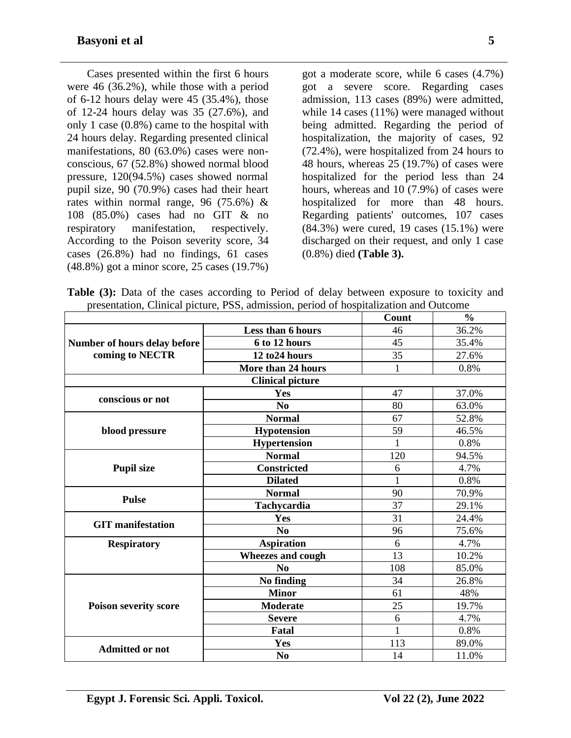Cases presented within the first 6 hours were 46 (36.2%), while those with a period of 6-12 hours delay were 45 (35.4%), those of 12-24 hours delay was 35 (27.6%), and only 1 case (0.8%) came to the hospital with 24 hours delay. Regarding presented clinical manifestations, 80 (63.0%) cases were non-conscious, 67 (52.8%) showed normal blood pressure, 120(94.5%) cases showed normal pupil size, 90 (70.9%) cases had their heart rates within normal range, 96 (75.6%) & 108 (85.0%) cases had no GIT & no respiratory manifestation, respectively. According to the Poison severity score, 34 cases (26.8%) had no findings, 61 cases (48.8%) got a minor score, 25 cases (19.7%) got a moderate score, while 6 cases (4.7%) got a severe score. Regarding cases admission, 113 cases (89%) were admitted, while 14 cases (11%) were managed without being admitted. Regarding the period of hospitalization, the majority of cases, 92 (72.4%), were hospitalized from 24 hours to 48 hours, whereas 25 (19.7%) of cases were hospitalized for the period less than 24 hours, whereas and 10 (7.9%) of cases were hospitalized for more than 48 hours. Regarding patients' outcomes, 107 cases (84.3%) were cured, 19 cases (15.1%) were discharged on their request, and only 1 case (0.8%) died **(Table 3).**

**Table (3):** Data of the cases according to Period of delay between exposure to toxicity and presentation, Clinical picture, PSS, admission, period of hospitalization and Outcome

| | | Count | % |
|---|---|---|---|
| **Number of hours delay before coming to NECTR** | **Less than 6 hours** | 46 | 36.2% |
| | **6 to 12 hours** | 45 | 35.4% |
| | **12 to24 hours** | 35 | 27.6% |
| | **More than 24 hours** | 1 | 0.8% |
| **Clinical picture** | | | |
| **conscious or not** | **Yes** | 47 | 37.0% |
| | **No** | 80 | 63.0% |
| **blood pressure** | **Normal** | 67 | 52.8% |
| | **Hypotension** | 59 | 46.5% |
| | **Hypertension** | 1 | 0.8% |
| **Pupil size** | **Normal** | 120 | 94.5% |
| | **Constricted** | 6 | 4.7% |
| | **Dilated** | 1 | 0.8% |
| **Pulse** | **Normal** | 90 | 70.9% |
| | **Tachycardia** | 37 | 29.1% |
| **GIT manifestation** | **Yes** | 31 | 24.4% |
| | **No** | 96 | 75.6% |
| **Respiratory** | **Aspiration** | 6 | 4.7% |
| | **Wheezes and cough** | 13 | 10.2% |
| | **No** | 108 | 85.0% |
| **Poison severity score** | **No finding** | 34 | 26.8% |
| | **Minor** | 61 | 48% |
| | **Moderate** | 25 | 19.7% |
| | **Severe** | 6 | 4.7% |
| | **Fatal** | 1 | 0.8% |
| **Admitted or not** | **Yes** | 113 | 89.0% |
| | **No** | 14 | 11.0% |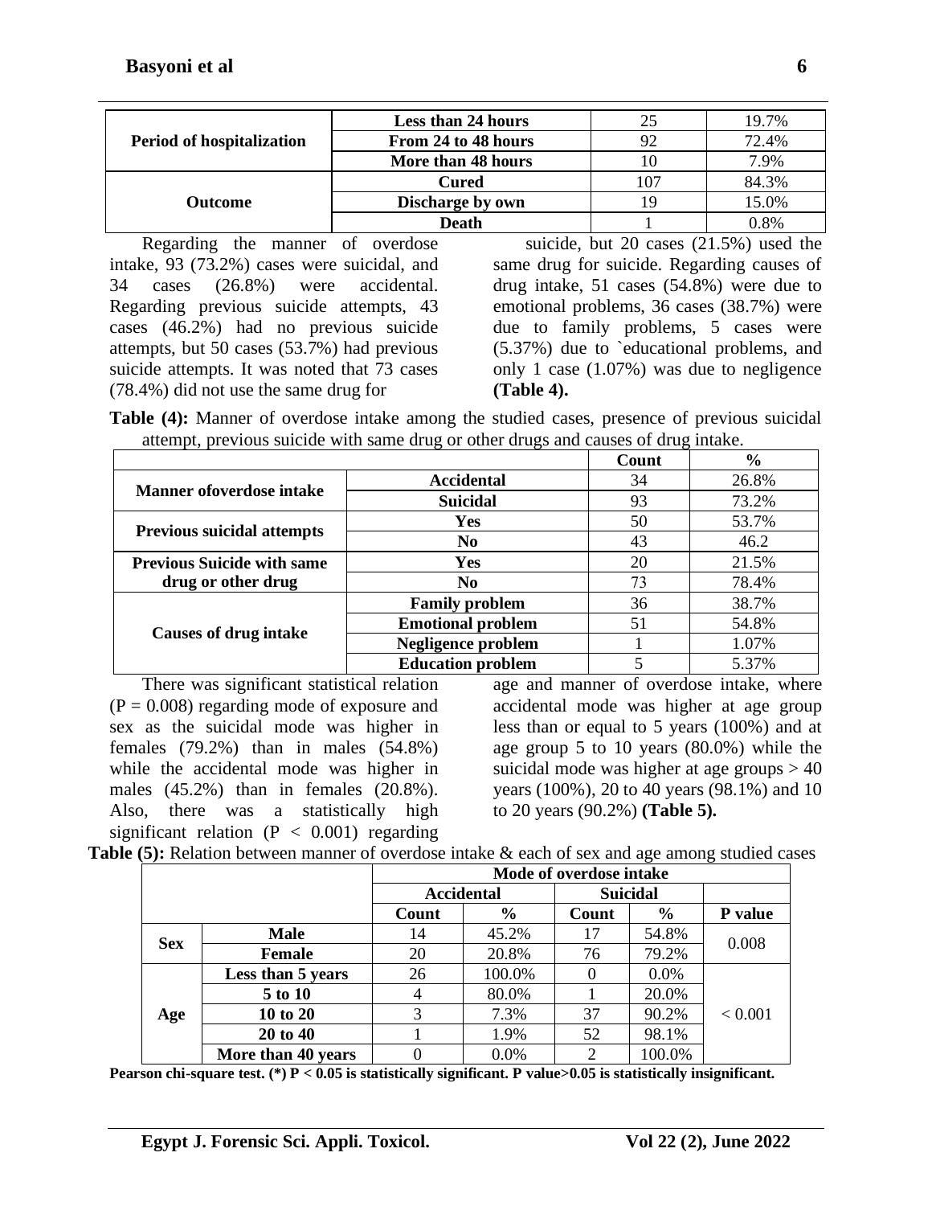| | | | |
|---|---|---|---|
| **Period of hospitalization** | **Less than 24 hours** | 25 | 19.7% |
| | **From 24 to 48 hours** | 92 | 72.4% |
| | **More than 48 hours** | 10 | 7.9% |
| **Outcome** | **Cured** | 107 | 84.3% |
| | **Discharge by own** | 19 | 15.0% |
| | **Death** | 1 | 0.8% |

Regarding the manner of overdose intake, 93 (73.2%) cases were suicidal, and 34 cases (26.8%) were accidental. Regarding previous suicide attempts, 43 cases (46.2%) had no previous suicide attempts, but 50 cases (53.7%) had previous suicide attempts. It was noted that 73 cases (78.4%) did not use the same drug for suicide, but 20 cases (21.5%) used the same drug for suicide. Regarding causes of drug intake, 51 cases (54.8%) were due to emotional problems, 36 cases (38.7%) were due to family problems, 5 cases were (5.37%) due to `educational problems, and only 1 case (1.07%) was due to negligence **(Table 4).**

**Table (4):** Manner of overdose intake among the studied cases, presence of previous suicidal attempt, previous suicide with same drug or other drugs and causes of drug intake.

| | | Count | % |
|---|---|---|---|
| **Manner ofoverdose intake** | **Accidental** | 34 | 26.8% |
| | **Suicidal** | 93 | 73.2% |
| **Previous suicidal attempts** | **Yes** | 50 | 53.7% |
| | **No** | 43 | 46.2 |
| **Previous Suicide with same drug or other drug** | **Yes** | 20 | 21.5% |
| | **No** | 73 | 78.4% |
| **Causes of drug intake** | **Family problem** | 36 | 38.7% |
| | **Emotional problem** | 51 | 54.8% |
| | **Negligence problem** | 1 | 1.07% |
| | **Education problem** | 5 | 5.37% |

There was significant statistical relation (P = 0.008) regarding mode of exposure and sex as the suicidal mode was higher in females (79.2%) than in males (54.8%) while the accidental mode was higher in males (45.2%) than in females (20.8%). Also, there was a statistically high significant relation (P < 0.001) regarding age and manner of overdose intake, where accidental mode was higher at age group less than or equal to 5 years (100%) and at age group 5 to 10 years (80.0%) while the suicidal mode was higher at age groups > 40 years (100%), 20 to 40 years (98.1%) and 10 to 20 years (90.2%) **(Table 5).**

**Table (5):** Relation between manner of overdose intake & each of sex and age among studied cases

| | | Mode of overdose intake | | | | |
|---|---|---|---|---|---|---|
| | | **Accidental** | | **Suicidal** | | |
| | | **Count** | **%** | **Count** | **%** | **P value** |
| **Sex** | **Male** | 14 | 45.2% | 17 | 54.8% | 0.008 |
| | **Female** | 20 | 20.8% | 76 | 79.2% | |
| **Age** | **Less than 5 years** | 26 | 100.0% | 0 | 0.0% | < 0.001 |
| | **5 to 10** | 4 | 80.0% | 1 | 20.0% | |
| | **10 to 20** | 3 | 7.3% | 37 | 90.2% | |
| | **20 to 40** | 1 | 1.9% | 52 | 98.1% | |
| | **More than 40 years** | 0 | 0.0% | 2 | 100.0% | |

**Pearson chi-square test. (*) P < 0.05 is statistically significant. P value>0.05 is statistically insignificant.**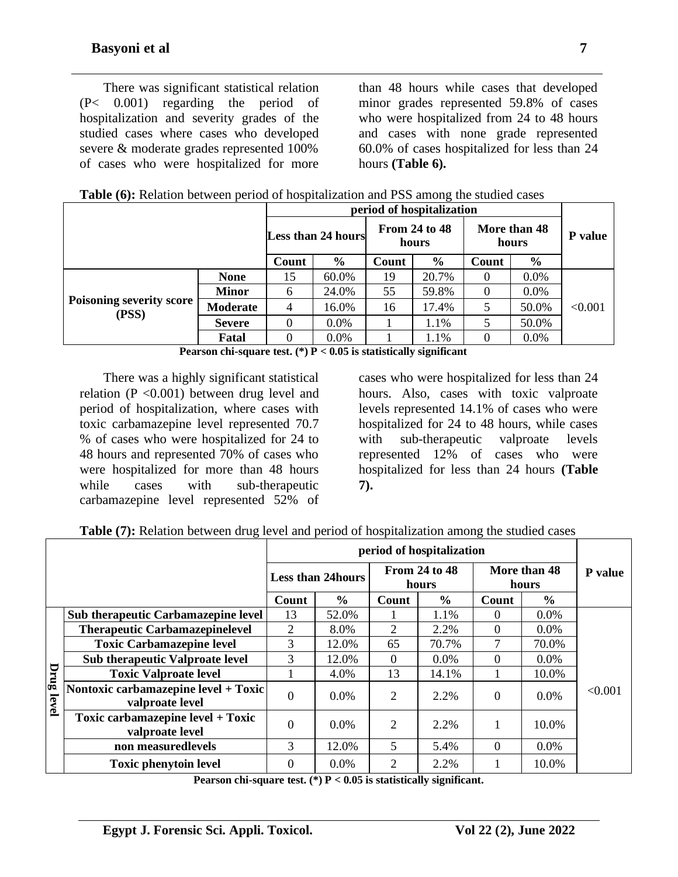There was significant statistical relation (P< 0.001) regarding the period of hospitalization and severity grades of the studied cases where cases who developed severe & moderate grades represented 100% of cases who were hospitalized for more than 48 hours while cases that developed minor grades represented 59.8% of cases who were hospitalized from 24 to 48 hours and cases with none grade represented 60.0% of cases hospitalized for less than 24 hours **(Table 6).**

**Table (6):** Relation between period of hospitalization and PSS among the studied cases

| | | period of hospitalization | | | | | | P value |
|---|---|---|---|---|---|---|---|---|
| | | Less than 24 hours | | From 24 to 48 hours | | More than 48 hours | | |
| | | Count | % | Count | % | Count | % | |
| Poisoning severity score (PSS) | None | 15 | 60.0% | 19 | 20.7% | 0 | 0.0% | <0.001 |
| | Minor | 6 | 24.0% | 55 | 59.8% | 0 | 0.0% | |
| | Moderate | 4 | 16.0% | 16 | 17.4% | 5 | 50.0% | |
| | Severe | 0 | 0.0% | 1 | 1.1% | 5 | 50.0% | |
| | Fatal | 0 | 0.0% | 1 | 1.1% | 0 | 0.0% | |

**Pearson chi-square test. (*) P < 0.05 is statistically significant**

There was a highly significant statistical relation (P <0.001) between drug level and period of hospitalization, where cases with toxic carbamazepine level represented 70.7 % of cases who were hospitalized for 24 to 48 hours and represented 70% of cases who were hospitalized for more than 48 hours while cases with sub-therapeutic carbamazepine level represented 52% of cases who were hospitalized for less than 24 hours. Also, cases with toxic valproate levels represented 14.1% of cases who were hospitalized for 24 to 48 hours, while cases with sub-therapeutic valproate levels represented 12% of cases who were hospitalized for less than 24 hours **(Table 7).**

**Table (7):** Relation between drug level and period of hospitalization among the studied cases

| | | period of hospitalization | | | | | | P value |
|---|---|---|---|---|---|---|---|---|
| | | Less than 24hours | | From 24 to 48 hours | | More than 48 hours | | |
| | | Count | % | Count | % | Count | % | |
| Drug level | Sub therapeutic Carbamazepine level | 13 | 52.0% | 1 | 1.1% | 0 | 0.0% | <0.001 |
| | Therapeutic Carbamazepinelevel | 2 | 8.0% | 2 | 2.2% | 0 | 0.0% | |
| | Toxic Carbamazepine level | 3 | 12.0% | 65 | 70.7% | 7 | 70.0% | |
| | Sub therapeutic Valproate level | 3 | 12.0% | 0 | 0.0% | 0 | 0.0% | |
| | Toxic Valproate level | 1 | 4.0% | 13 | 14.1% | 1 | 10.0% | |
| | Nontoxic carbamazepine level + Toxic valproate level | 0 | 0.0% | 2 | 2.2% | 0 | 0.0% | |
| | Toxic carbamazepine level + Toxic valproate level | 0 | 0.0% | 2 | 2.2% | 1 | 10.0% | |
| | non measuredlevels | 3 | 12.0% | 5 | 5.4% | 0 | 0.0% | |
| | Toxic phenytoin level | 0 | 0.0% | 2 | 2.2% | 1 | 10.0% | |

**Pearson chi-square test. (*) P < 0.05 is statistically significant.**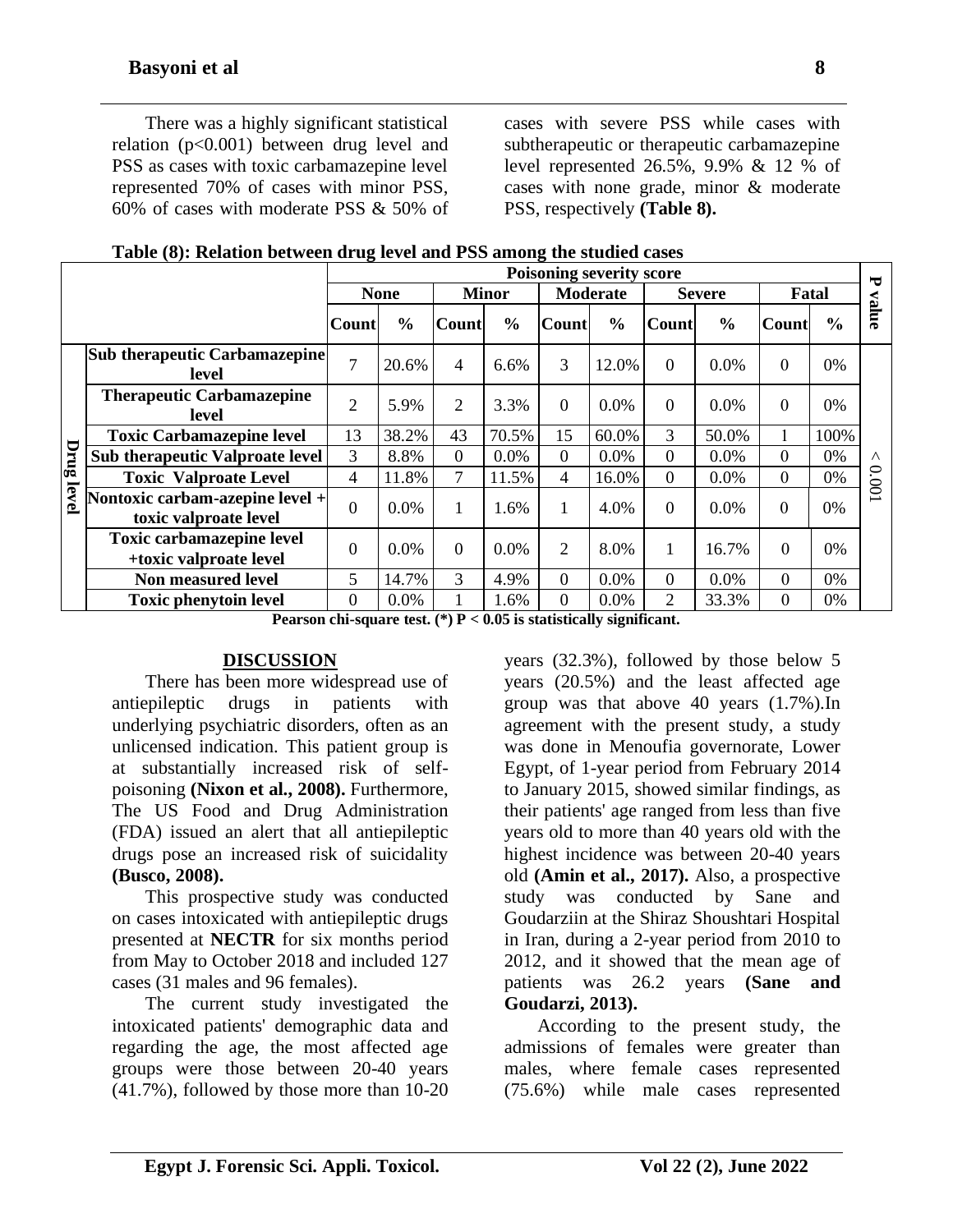There was a highly significant statistical relation ($p<0.001$) between drug level and PSS as cases with toxic carbamazepine level represented 70% of cases with minor PSS, 60% of cases with moderate PSS & 50% of cases with severe PSS while cases with subtherapeutic or therapeutic carbamazepine level represented 26.5%, 9.9% & 12 % of cases with none grade, minor & moderate PSS, respectively **(Table 8).**

**Table (8): Relation between drug level and PSS among the studied cases**

| | | Poisoning severity score | | | | | | | | | | P value |
|---|---|---|---|---|---|---|---|---|---|---|---|---|
| | | None | | Minor | | Moderate | | Severe | | Fatal | | |
| | | Count | % | Count | % | Count | % | Count | % | Count | % | |
| Drug level | Sub therapeutic Carbamazepine level | 7 | 20.6% | 4 | 6.6% | 3 | 12.0% | 0 | 0.0% | 0 | 0% | < 0.001 |
| | Therapeutic Carbamazepine level | 2 | 5.9% | 2 | 3.3% | 0 | 0.0% | 0 | 0.0% | 0 | 0% | |
| | Toxic Carbamazepine level | 13 | 38.2% | 43 | 70.5% | 15 | 60.0% | 3 | 50.0% | 1 | 100% | |
| | Sub therapeutic Valproate level | 3 | 8.8% | 0 | 0.0% | 0 | 0.0% | 0 | 0.0% | 0 | 0% | |
| | Toxic Valproate Level | 4 | 11.8% | 7 | 11.5% | 4 | 16.0% | 0 | 0.0% | 0 | 0% | |
| | Nontoxic carbam-azepine level + toxic valproate level | 0 | 0.0% | 1 | 1.6% | 1 | 4.0% | 0 | 0.0% | 0 | 0% | |
| | Toxic carbamazepine level +toxic valproate level | 0 | 0.0% | 0 | 0.0% | 2 | 8.0% | 1 | 16.7% | 0 | 0% | |
| | Non measured level | 5 | 14.7% | 3 | 4.9% | 0 | 0.0% | 0 | 0.0% | 0 | 0% | |
| | Toxic phenytoin level | 0 | 0.0% | 1 | 1.6% | 0 | 0.0% | 2 | 33.3% | 0 | 0% | |

**Pearson chi-square test. (*) $P < 0.05$ is statistically significant.**

## DISCUSSION

There has been more widespread use of antiepileptic drugs in patients with underlying psychiatric disorders, often as an unlicensed indication. This patient group is at substantially increased risk of self-poisoning **(Nixon et al., 2008).** Furthermore, The US Food and Drug Administration (FDA) issued an alert that all antiepileptic drugs pose an increased risk of suicidality **(Busco, 2008).**

This prospective study was conducted on cases intoxicated with antiepileptic drugs presented at **NECTR** for six months period from May to October 2018 and included 127 cases (31 males and 96 females).

The current study investigated the intoxicated patients' demographic data and regarding the age, the most affected age groups were those between 20-40 years (41.7%), followed by those more than 10-20 years (32.3%), followed by those below 5 years (20.5%) and the least affected age group was that above 40 years (1.7%).In agreement with the present study, a study was done in Menoufia governorate, Lower Egypt, of 1-year period from February 2014 to January 2015, showed similar findings, as their patients' age ranged from less than five years old to more than 40 years old with the highest incidence was between 20-40 years old **(Amin et al., 2017).** Also, a prospective study was conducted by Sane and Goudarziin at the Shiraz Shoushtari Hospital in Iran, during a 2-year period from 2010 to 2012, and it showed that the mean age of patients was 26.2 years **(Sane and Goudarzi, 2013).**

According to the present study, the admissions of females were greater than males, where female cases represented (75.6%) while male cases represented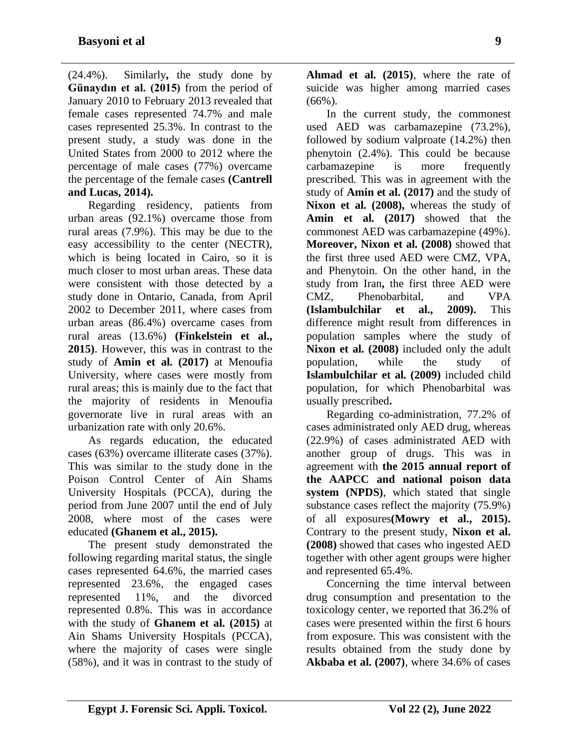(24.4%). Similarly**,** the study done by **Günaydın et al. (2015)** from the period of January 2010 to February 2013 revealed that female cases represented 74.7% and male cases represented 25.3%. In contrast to the present study, a study was done in the United States from 2000 to 2012 where the percentage of male cases (77%) overcame the percentage of the female cases **(Cantrell and Lucas, 2014).**

Regarding residency, patients from urban areas (92.1%) overcame those from rural areas (7.9%). This may be due to the easy accessibility to the center (NECTR), which is being located in Cairo, so it is much closer to most urban areas. These data were consistent with those detected by a study done in Ontario, Canada, from April 2002 to December 2011, where cases from urban areas (86.4%) overcame cases from rural areas (13.6%) **(Finkelstein et al., 2015)**. However, this was in contrast to the study of **Amin et al. (2017)** at Menoufia University, where cases were mostly from rural areas; this is mainly due to the fact that the majority of residents in Menoufia governorate live in rural areas with an urbanization rate with only 20.6%.

As regards education, the educated cases (63%) overcame illiterate cases (37%). This was similar to the study done in the Poison Control Center of Ain Shams University Hospitals (PCCA), during the period from June 2007 until the end of July 2008, where most of the cases were educated **(Ghanem et al., 2015).**

The present study demonstrated the following regarding marital status, the single cases represented 64.6%, the married cases represented 23.6%, the engaged cases represented 11%, and the divorced represented 0.8%. This was in accordance with the study of **Ghanem et al. (2015)** at Ain Shams University Hospitals (PCCA), where the majority of cases were single (58%), and it was in contrast to the study of **Ahmad et al. (2015)**, where the rate of suicide was higher among married cases (66%).

In the current study, the commonest used AED was carbamazepine (73.2%), followed by sodium valproate (14.2%) then phenytoin (2.4%). This could be because carbamazepine is more frequently prescribed. This was in agreement with the study of **Amin et al. (2017)** and the study of **Nixon et al. (2008),** whereas the study of **Amin et al. (2017)** showed that the commonest AED was carbamazepine (49%). **Moreover, Nixon et al. (2008)** showed that the first three used AED were CMZ, VPA, and Phenytoin. On the other hand, in the study from Iran**,** the first three AED were CMZ, Phenobarbital, and VPA **(Islambulchilar et al., 2009).** This difference might result from differences in population samples where the study of **Nixon et al. (2008)** included only the adult population, while the study of **Islambulchilar et al. (2009)** included child population, for which Phenobarbital was usually prescribed**.**

Regarding co-administration, 77.2% of cases administrated only AED drug, whereas (22.9%) of cases administrated AED with another group of drugs. This was in agreement with **the 2015 annual report of the AAPCC and national poison data system (NPDS)**, which stated that single substance cases reflect the majority (75.9%) of all exposures**(Mowry et al., 2015).** Contrary to the present study, **Nixon et al. (2008)** showed that cases who ingested AED together with other agent groups were higher and represented 65.4%.

Concerning the time interval between drug consumption and presentation to the toxicology center, we reported that 36.2% of cases were presented within the first 6 hours from exposure. This was consistent with the results obtained from the study done by **Akbaba et al. (2007)**, where 34.6% of cases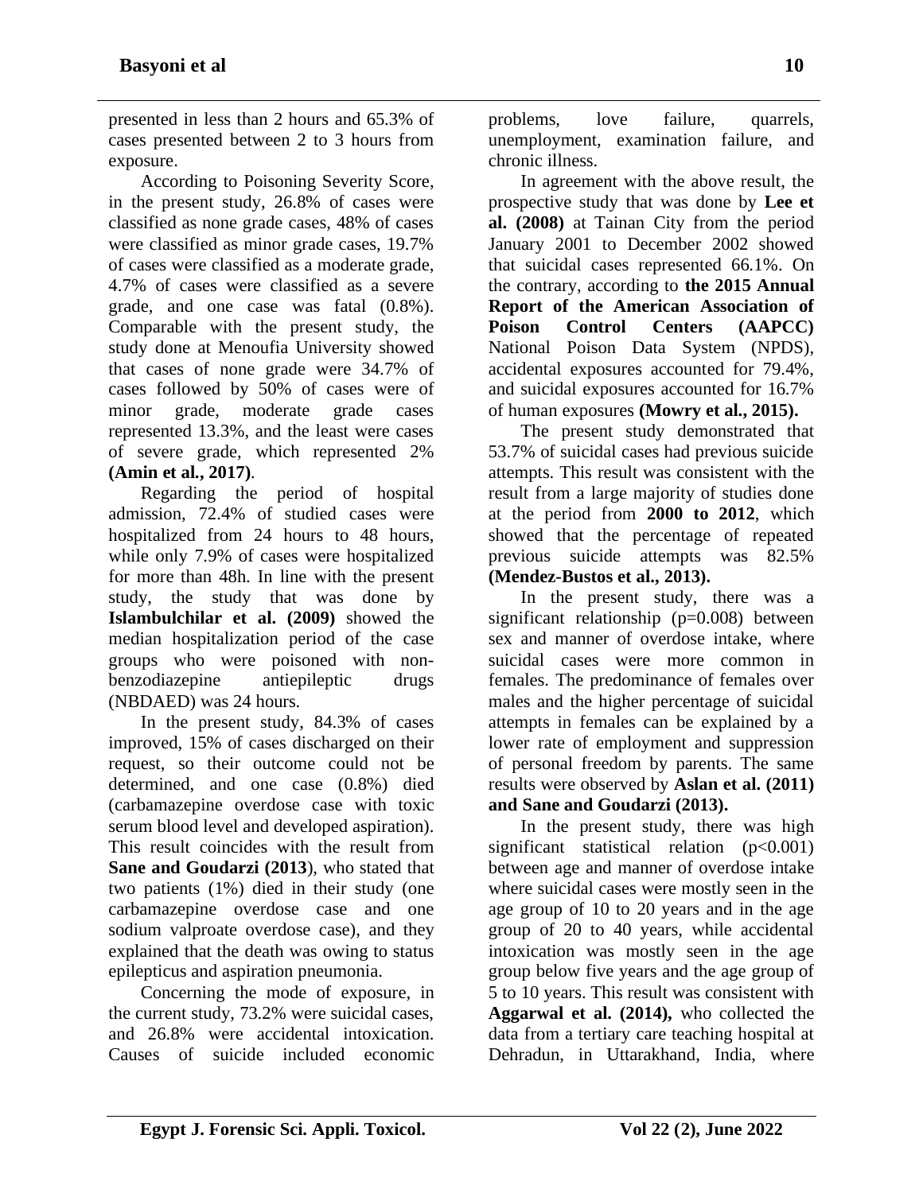presented in less than 2 hours and 65.3% of cases presented between 2 to 3 hours from exposure.

According to Poisoning Severity Score, in the present study, 26.8% of cases were classified as none grade cases, 48% of cases were classified as minor grade cases, 19.7% of cases were classified as a moderate grade, 4.7% of cases were classified as a severe grade, and one case was fatal (0.8%). Comparable with the present study, the study done at Menoufia University showed that cases of none grade were 34.7% of cases followed by 50% of cases were of minor grade, moderate grade cases represented 13.3%, and the least were cases of severe grade, which represented 2% **(Amin et al., 2017)**.

Regarding the period of hospital admission, 72.4% of studied cases were hospitalized from 24 hours to 48 hours, while only 7.9% of cases were hospitalized for more than 48h. In line with the present study, the study that was done by **Islambulchilar et al. (2009)** showed the median hospitalization period of the case groups who were poisoned with non-benzodiazepine antiepileptic drugs (NBDAED) was 24 hours.

In the present study, 84.3% of cases improved, 15% of cases discharged on their request, so their outcome could not be determined, and one case (0.8%) died (carbamazepine overdose case with toxic serum blood level and developed aspiration). This result coincides with the result from **Sane and Goudarzi (2013**), who stated that two patients (1%) died in their study (one carbamazepine overdose case and one sodium valproate overdose case), and they explained that the death was owing to status epilepticus and aspiration pneumonia.

Concerning the mode of exposure, in the current study, 73.2% were suicidal cases, and 26.8% were accidental intoxication. Causes of suicide included economic problems, love failure, quarrels, unemployment, examination failure, and chronic illness.

In agreement with the above result, the prospective study that was done by **Lee et al. (2008)** at Tainan City from the period January 2001 to December 2002 showed that suicidal cases represented 66.1%. On the contrary, according to **the 2015 Annual Report of the American Association of Poison Control Centers (AAPCC)** National Poison Data System (NPDS), accidental exposures accounted for 79.4%, and suicidal exposures accounted for 16.7% of human exposures **(Mowry et al., 2015).**

The present study demonstrated that 53.7% of suicidal cases had previous suicide attempts. This result was consistent with the result from a large majority of studies done at the period from **2000 to 2012**, which showed that the percentage of repeated previous suicide attempts was 82.5% **(Mendez-Bustos et al., 2013).**

In the present study, there was a significant relationship (p=0.008) between sex and manner of overdose intake, where suicidal cases were more common in females. The predominance of females over males and the higher percentage of suicidal attempts in females can be explained by a lower rate of employment and suppression of personal freedom by parents. The same results were observed by **Aslan et al. (2011) and Sane and Goudarzi (2013).**

In the present study, there was high significant statistical relation (p<0.001) between age and manner of overdose intake where suicidal cases were mostly seen in the age group of 10 to 20 years and in the age group of 20 to 40 years, while accidental intoxication was mostly seen in the age group below five years and the age group of 5 to 10 years. This result was consistent with **Aggarwal et al. (2014),** who collected the data from a tertiary care teaching hospital at Dehradun, in Uttarakhand, India, where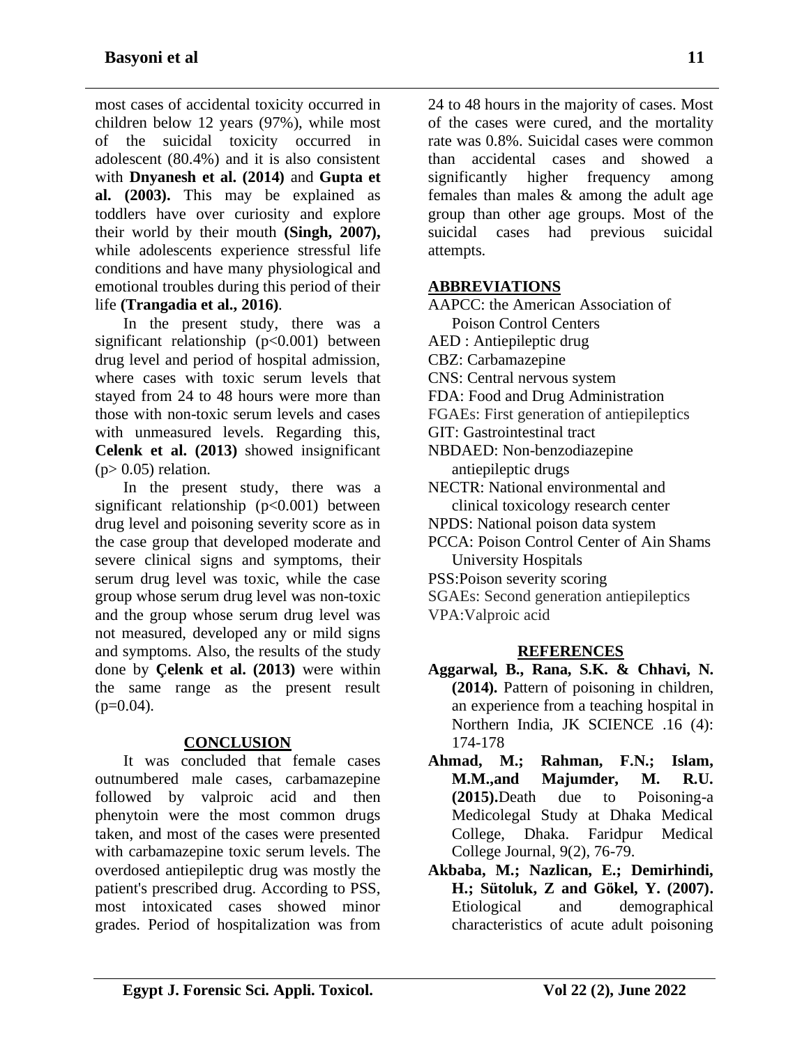most cases of accidental toxicity occurred in children below 12 years (97%), while most of the suicidal toxicity occurred in adolescent (80.4%) and it is also consistent with **Dnyanesh et al. (2014)** and **Gupta et al. (2003).** This may be explained as toddlers have over curiosity and explore their world by their mouth **(Singh, 2007),** while adolescents experience stressful life conditions and have many physiological and emotional troubles during this period of their life **(Trangadia et al., 2016)**.

In the present study, there was a significant relationship ($p<0.001$) between drug level and period of hospital admission, where cases with toxic serum levels that stayed from 24 to 48 hours were more than those with non-toxic serum levels and cases with unmeasured levels. Regarding this, **Celenk et al. (2013)** showed insignificant ($p> 0.05$) relation.

In the present study, there was a significant relationship ($p<0.001$) between drug level and poisoning severity score as in the case group that developed moderate and severe clinical signs and symptoms, their serum drug level was toxic, while the case group whose serum drug level was non-toxic and the group whose serum drug level was not measured, developed any or mild signs and symptoms. Also, the results of the study done by **Çelenk et al. (2013)** were within the same range as the present result ($p=0.04$).

## CONCLUSION

It was concluded that female cases outnumbered male cases, carbamazepine followed by valproic acid and then phenytoin were the most common drugs taken, and most of the cases were presented with carbamazepine toxic serum levels. The overdosed antiepileptic drug was mostly the patient's prescribed drug. According to PSS, most intoxicated cases showed minor grades. Period of hospitalization was from 24 to 48 hours in the majority of cases. Most of the cases were cured, and the mortality rate was 0.8%. Suicidal cases were common than accidental cases and showed a significantly higher frequency among females than males & among the adult age group than other age groups. Most of the suicidal cases had previous suicidal attempts.

## ABBREVIATIONS

AAPCC: the American Association of Poison Control Centers
AED : Antiepileptic drug
CBZ: Carbamazepine
CNS: Central nervous system
FDA: Food and Drug Administration
FGAEs: First generation of antiepileptics
GIT: Gastrointestinal tract
NBDAED: Non-benzodiazepine antiepileptic drugs
NECTR: National environmental and clinical toxicology research center
NPDS: National poison data system
PCCA: Poison Control Center of Ain Shams University Hospitals
PSS:Poison severity scoring
SGAEs: Second generation antiepileptics
VPA:Valproic acid

## REFERENCES

**Aggarwal, B., Rana, S.K. & Chhavi, N. (2014).** Pattern of poisoning in children, an experience from a teaching hospital in Northern India, JK SCIENCE .16 (4): 174-178

**Ahmad, M.; Rahman, F.N.; Islam, M.M.,and Majumder, M. R.U. (2015).**Death due to Poisoning-a Medicolegal Study at Dhaka Medical College, Dhaka. Faridpur Medical College Journal, 9(2), 76-79.

**Akbaba, M.; Nazlican, E.; Demirhindi, H.; Sütoluk, Z and Gökel, Y. (2007).** Etiological and demographical characteristics of acute adult poisoning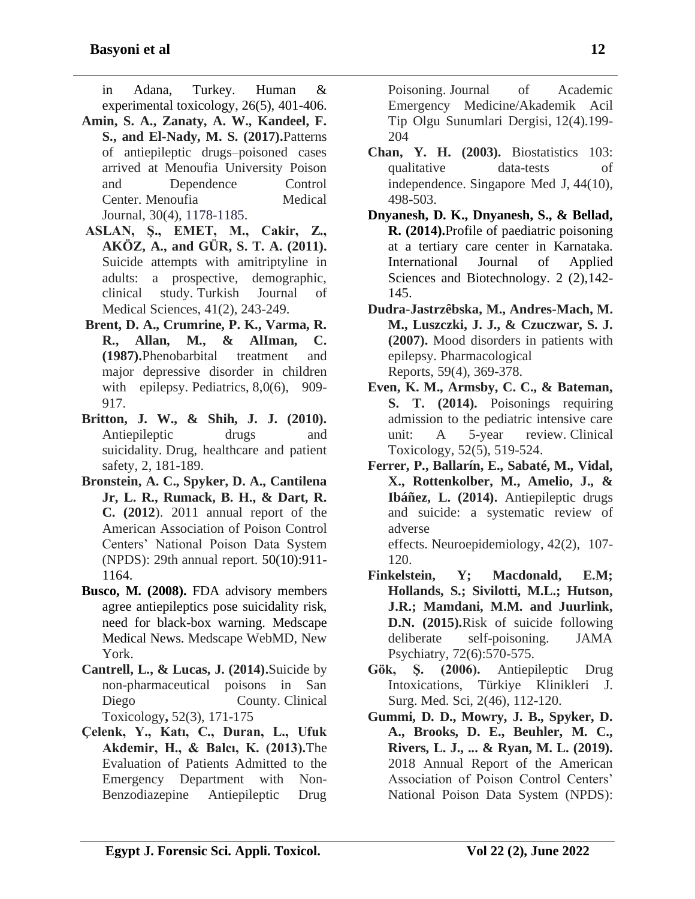in Adana, Turkey. Human & experimental toxicology, 26(5), 401-406.

**Amin, S. A., Zanaty, A. W., Kandeel, F. S., and El-Nady, M. S. (2017).**Patterns of antiepileptic drugs–poisoned cases arrived at Menoufia University Poison and Dependence Control Center. Menoufia Medical Journal, 30(4), 1178-1185.

**ASLAN, Ş., EMET, M., Cakir, Z., AKÖZ, A., and GÜR, S. T. A. (2011).** Suicide attempts with amitriptyline in adults: a prospective, demographic, clinical study. Turkish Journal of Medical Sciences, 41(2), 243-249.

**Brent, D. A., Crumrine, P. K., Varma, R. R., Allan, M., & AlIman, C. (1987).**Phenobarbital treatment and major depressive disorder in children with epilepsy. Pediatrics, 8,0(6), 909-917.

**Britton, J. W., & Shih, J. J. (2010).** Antiepileptic drugs and suicidality. Drug, healthcare and patient safety, 2, 181-189.

**Bronstein, A. C., Spyker, D. A., Cantilena Jr, L. R., Rumack, B. H., & Dart, R. C. (2012**). 2011 annual report of the American Association of Poison Control Centers' National Poison Data System (NPDS): 29th annual report. 50(10):911-1164.

**Busco, M. (2008).** FDA advisory members agree antiepileptics pose suicidality risk, need for black-box warning. Medscape Medical News. Medscape WebMD, New York.

**Cantrell, L., & Lucas, J. (2014).**Suicide by non-pharmaceutical poisons in San Diego County. Clinical Toxicology**,** 52(3), 171-175

**Çelenk, Y., Katı, C., Duran, L., Ufuk Akdemir, H., & Balcı, K. (2013).**The Evaluation of Patients Admitted to the Emergency Department with Non-Benzodiazepine Antiepileptic Drug Poisoning. Journal of Academic Emergency Medicine/Akademik Acil Tip Olgu Sunumlari Dergisi, 12(4).199-204

**Chan, Y. H. (2003).** Biostatistics 103: qualitative data-tests of independence. Singapore Med J, 44(10), 498-503.

**Dnyanesh, D. K., Dnyanesh, S., & Bellad, R. (2014).**Profile of paediatric poisoning at a tertiary care center in Karnataka. International Journal of Applied Sciences and Biotechnology. 2 (2),142-145.

**Dudra-Jastrzêbska, M., Andres-Mach, M. M., Luszczki, J. J., & Czuczwar, S. J. (2007).** Mood disorders in patients with epilepsy. Pharmacological Reports, 59(4), 369-378.

**Even, K. M., Armsby, C. C., & Bateman, S. T. (2014).** Poisonings requiring admission to the pediatric intensive care unit: A 5-year review. Clinical Toxicology, 52(5), 519-524.

**Ferrer, P., Ballarín, E., Sabaté, M., Vidal, X., Rottenkolber, M., Amelio, J., & Ibáñez, L. (2014).** Antiepileptic drugs and suicide: a systematic review of adverse effects. Neuroepidemiology, 42(2), 107-120.

**Finkelstein, Y; Macdonald, E.M; Hollands, S.; Sivilotti, M.L.; Hutson, J.R.; Mamdani, M.M. and Juurlink, D.N. (2015).**Risk of suicide following deliberate self-poisoning. JAMA Psychiatry, 72(6):570-575.

**Gök, Ş. (2006).** Antiepileptic Drug Intoxications, Türkiye Klinikleri J. Surg. Med. Sci, 2(46), 112-120.

**Gummi, D. D., Mowry, J. B., Spyker, D. A., Brooks, D. E., Beuhler, M. C., Rivers, L. J., ... & Ryan, M. L. (2019).** 2018 Annual Report of the American Association of Poison Control Centers' National Poison Data System (NPDS):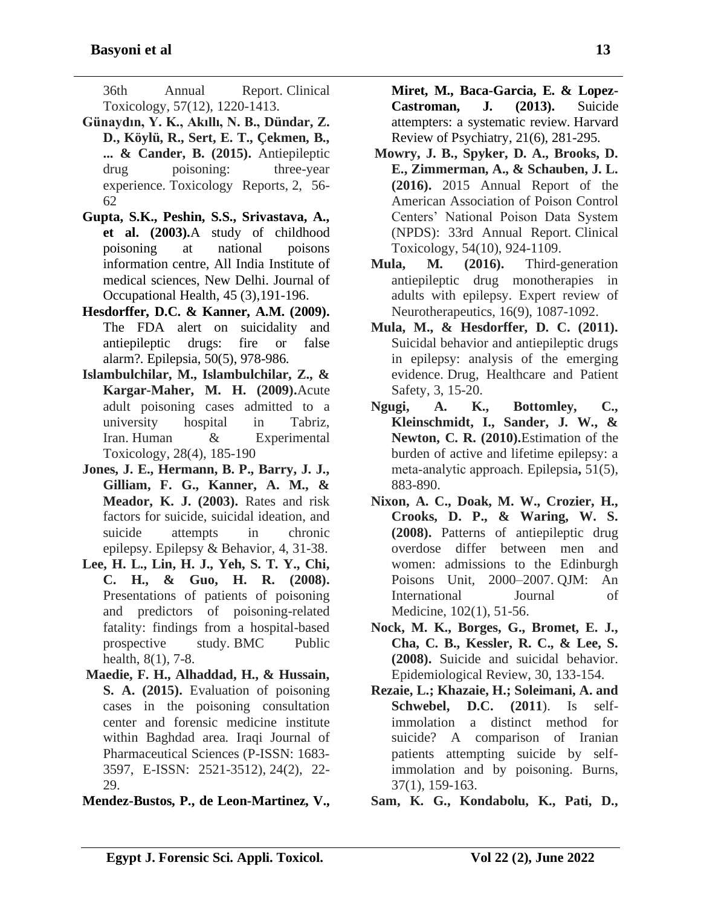36th Annual Report. Clinical Toxicology, 57(12), 1220-1413.

**Günaydın, Y. K., Akıllı, N. B., Dündar, Z. D., Köylü, R., Sert, E. T., Çekmen, B., ... & Cander, B. (2015).** Antiepileptic drug poisoning: three-year experience. Toxicology Reports, 2, 56-62

**Gupta, S.K., Peshin, S.S., Srivastava, A., et al. (2003).**A study of childhood poisoning at national poisons information centre, All India Institute of medical sciences, New Delhi. Journal of Occupational Health, 45 (3),191-196.

**Hesdorffer, D.C. & Kanner, A.M. (2009).** The FDA alert on suicidality and antiepileptic drugs: fire or false alarm?. Epilepsia, 50(5), 978-986.

**Islambulchilar, M., Islambulchilar, Z., & Kargar-Maher, M. H. (2009).**Acute adult poisoning cases admitted to a university hospital in Tabriz, Iran. Human & Experimental Toxicology, 28(4), 185-190

**Jones, J. E., Hermann, B. P., Barry, J. J., Gilliam, F. G., Kanner, A. M., & Meador, K. J. (2003).** Rates and risk factors for suicide, suicidal ideation, and suicide attempts in chronic epilepsy. Epilepsy & Behavior, 4, 31-38.

**Lee, H. L., Lin, H. J., Yeh, S. T. Y., Chi, C. H., & Guo, H. R. (2008).** Presentations of patients of poisoning and predictors of poisoning-related fatality: findings from a hospital-based prospective study. BMC Public health, 8(1), 7-8.

**Maedie, F. H., Alhaddad, H., & Hussain, S. A. (2015).** Evaluation of poisoning cases in the poisoning consultation center and forensic medicine institute within Baghdad area. Iraqi Journal of Pharmaceutical Sciences (P-ISSN: 1683-3597, E-ISSN: 2521-3512), 24(2), 22-29.

**Mendez-Bustos, P., de Leon-Martinez, V., Miret, M., Baca-Garcia, E. & Lopez-Castroman, J. (2013).** Suicide attempters: a systematic review. Harvard Review of Psychiatry, 21(6), 281-295.

**Mowry, J. B., Spyker, D. A., Brooks, D. E., Zimmerman, A., & Schauben, J. L. (2016).** 2015 Annual Report of the American Association of Poison Control Centers' National Poison Data System (NPDS): 33rd Annual Report. Clinical Toxicology, 54(10), 924-1109.

**Mula, M. (2016).** Third-generation antiepileptic drug monotherapies in adults with epilepsy. Expert review of Neurotherapeutics, 16(9), 1087-1092.

**Mula, M., & Hesdorffer, D. C. (2011).** Suicidal behavior and antiepileptic drugs in epilepsy: analysis of the emerging evidence. Drug, Healthcare and Patient Safety, 3, 15-20.

**Ngugi, A. K., Bottomley, C., Kleinschmidt, I., Sander, J. W., & Newton, C. R. (2010).**Estimation of the burden of active and lifetime epilepsy: a meta-analytic approach. Epilepsia**,** 51(5), 883-890.

**Nixon, A. C., Doak, M. W., Crozier, H., Crooks, D. P., & Waring, W. S. (2008).** Patterns of antiepileptic drug overdose differ between men and women: admissions to the Edinburgh Poisons Unit, 2000–2007. QJM: An International Journal of Medicine, 102(1), 51-56.

**Nock, M. K., Borges, G., Bromet, E. J., Cha, C. B., Kessler, R. C., & Lee, S. (2008).** Suicide and suicidal behavior. Epidemiological Review, 30, 133-154.

**Rezaie, L.; Khazaie, H.; Soleimani, A. and Schwebel, D.C. (2011**). Is self-immolation a distinct method for suicide? A comparison of Iranian patients attempting suicide by self-immolation and by poisoning. Burns, 37(1), 159-163.

**Sam, K. G., Kondabolu, K., Pati, D.,**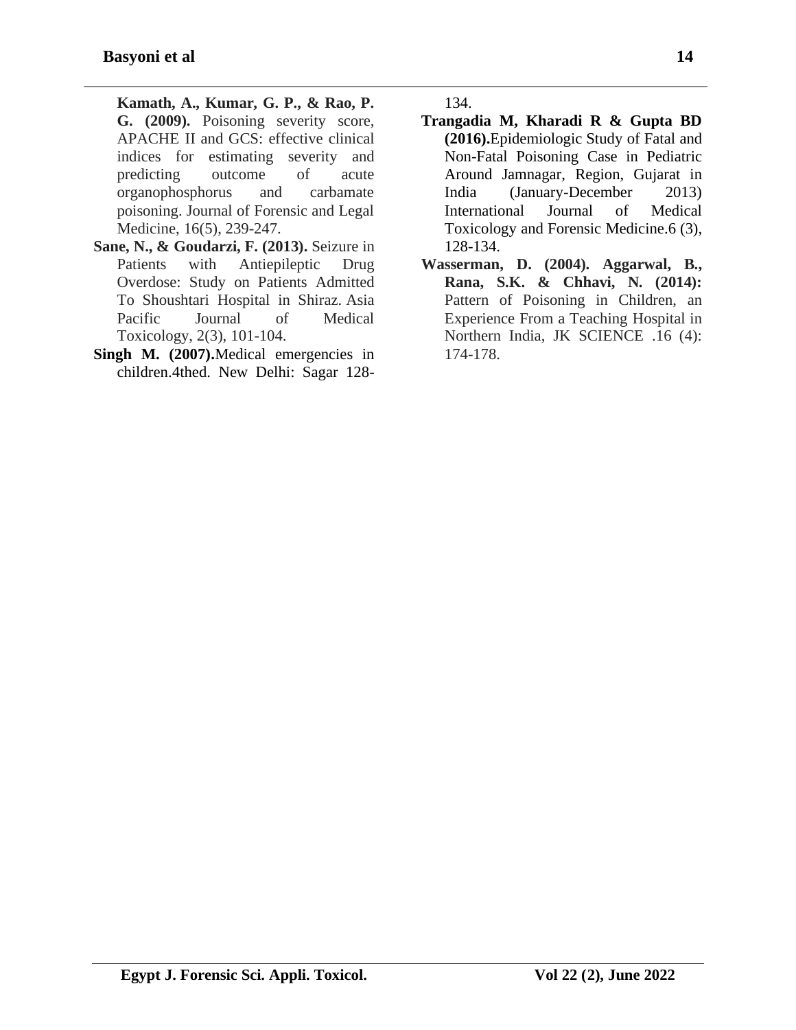**Kamath, A., Kumar, G. P., & Rao, P. G. (2009).** Poisoning severity score, APACHE II and GCS: effective clinical indices for estimating severity and predicting outcome of acute organophosphorus and carbamate poisoning. Journal of Forensic and Legal Medicine, 16(5), 239-247.

**Sane, N., & Goudarzi, F. (2013).** Seizure in Patients with Antiepileptic Drug Overdose: Study on Patients Admitted To Shoushtari Hospital in Shiraz. Asia Pacific Journal of Medical Toxicology, 2(3), 101-104.

**Singh M. (2007).**Medical emergencies in children.4thed. New Delhi: Sagar 128-134.

**Trangadia M, Kharadi R & Gupta BD (2016).**Epidemiologic Study of Fatal and Non-Fatal Poisoning Case in Pediatric Around Jamnagar, Region, Gujarat in India (January-December 2013) International Journal of Medical Toxicology and Forensic Medicine.6 (3), 128-134.

**Wasserman, D. (2004). Aggarwal, B., Rana, S.K. & Chhavi, N. (2014):** Pattern of Poisoning in Children, an Experience From a Teaching Hospital in Northern India, JK SCIENCE .16 (4): 174-178.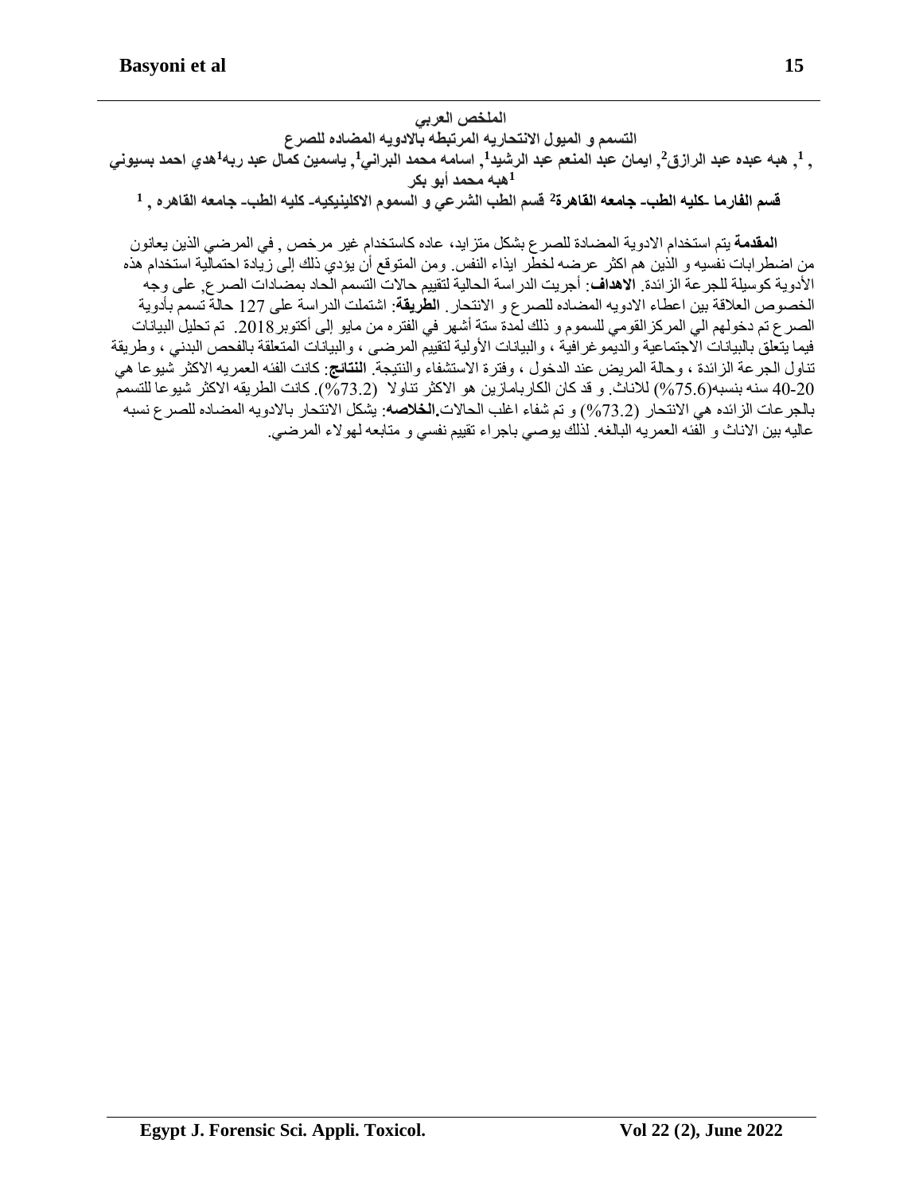**الملخص العربي**

**التسمم و الميول الانتحاريه المرتبطه بالادويه المضاده للصرع**

**هدي احمد بسيوني[1], هبه عبده عبد الرازق[2], ايمان عبد المنعم عبد الرشيد[1], اسامه محمد البراني[1], ياسمين كمال عبد ربه[1], هبه محمد أبو بكر[1]**

**[1] قسم الفارما -كليه الطب- جامعه القاهرة [2] قسم الطب الشرعي و السموم الاكلينيكيه- كليه الطب- جامعه القاهره**

**المقدمة** يتم استخدام الادوية المضادة للصرع بشكل متزايد، عاده كاستخدام غير مرخص , في المرضي الذين يعانون من اضطرابات نفسيه و الذين هم اكثر عرضه لخطر ايذاء النفس. ومن المتوقع أن يؤدي ذلك إلى زيادة احتمالية استخدام هذه الأدوية كوسيلة للجرعة الزائدة. **الاهداف**: أجريت الدراسة الحالية لتقييم حالات التسمم الحاد بمضادات الصرع, على وجه الخصوص العلاقة بين اعطاء الادويه المضاده للصرع و الانتحار. **الطريقة**: اشتملت الدراسة على 127 حالة تسمم بأدوية الصرع تم دخولهم الي المركز القومي للسموم و ذلك لمدة ستة أشهر في الفتره من مايو إلى أكتوبر 2018. تم تحليل البيانات فيما يتعلق بالبيانات الاجتماعية والديموغرافية ، والبيانات الأولية لتقييم المرضى ، والبيانات المتعلقة بالفحص البدني ، وطريقة تناول الجرعة الزائدة ، وحالة المريض عند الدخول ، وفترة الاستشفاء والنتيجة. **النتائج**: كانت الفئه العمريه الاكثر شيوعا هي 20-40 سنه بنسبه(75.6%) للاناث. و قد كان الكاربامازين هو الاكثر تناولا (73.2%). كانت الطريقه الاكثر شيوعا للتسمم بالجرعات الزائده هي الانتحار (73.2%) و تم شفاء اغلب الحالات.**الخلاصه**: يشكل الانتحار بالادويه المضاده للصرع نسبه عاليه بين الاناث و الفئه العمريه البالغه. لذلك يوصي باجراء تقييم نفسي و متابعه لهولاء المرضي.